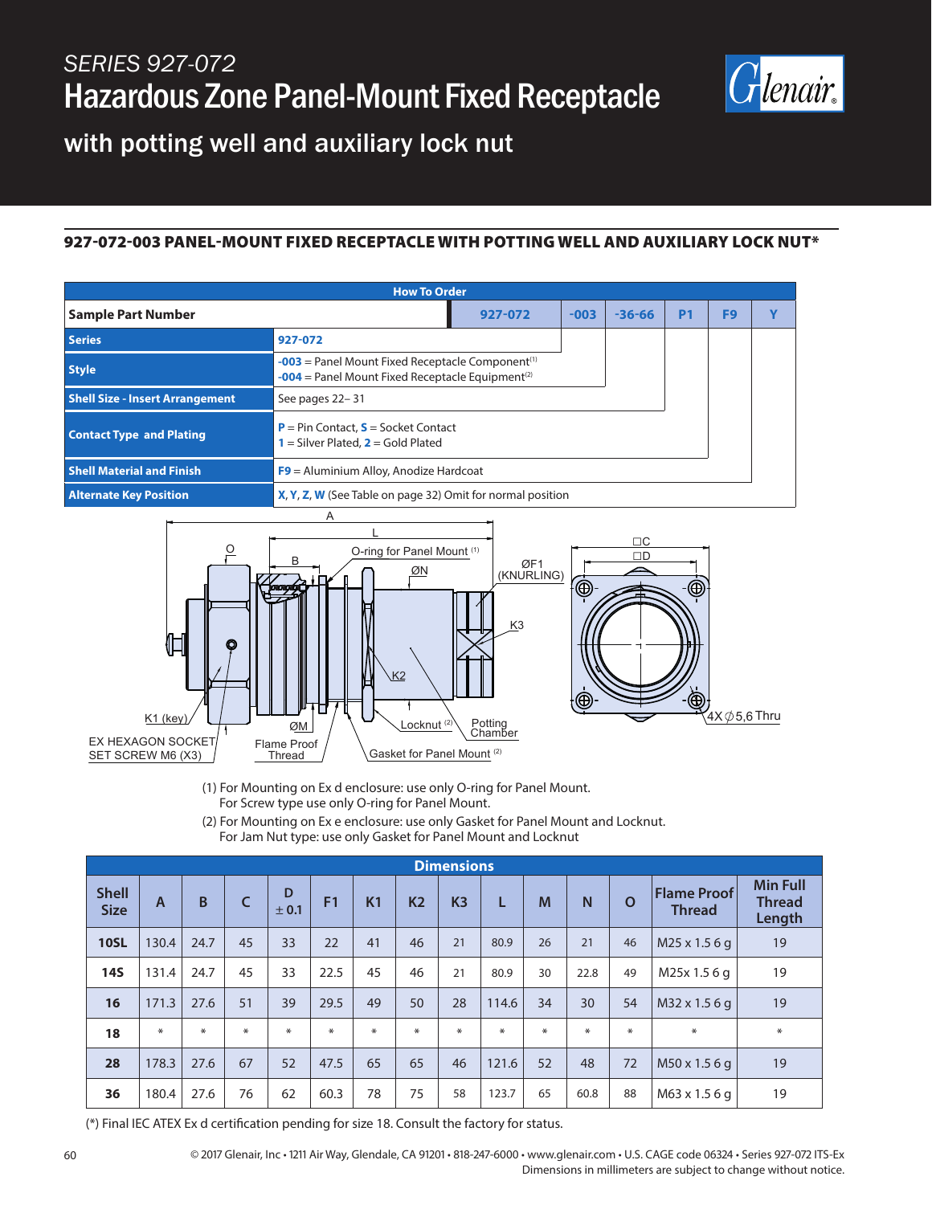SERIES 927-072

# Hazardous Zone Panel-Mount Fixed Receptacle

## with potting well and auxiliary lock nut

### 927-072-003 PANEL-MOUNT FIXED RECEPTACLE WITH POTTING WELL AND AUXILIARY LOCK NUT*

| How To Order | | | | | | |
|---|---|---|---|---|---|---|
| **Sample Part Number** | 927-072 | -003 | -36-66 | P1 | F9 | Y |
| **Series** | 927-072 | | | | | |
| **Style** | -003 = Panel Mount Fixed Receptacle Component[1]<br>-004 = Panel Mount Fixed Receptacle Equipment[2] | | | | | |
| **Shell Size - Insert Arrangement** | See pages 22– 31 | | | | | |
| **Contact Type and Plating** | P = Pin Contact, S = Socket Contact<br>1 = Silver Plated, 2 = Gold Plated | | | | | |
| **Shell Material and Finish** | F9 = Aluminium Alloy, Anodize Hardcoat | | | | | |
| **Alternate Key Position** | X, Y, Z, W (See Table on page 32) Omit for normal position | | | | | |

A, L, O, B, O-ring for Panel Mount (1), ØN, ØF1 (KNURLING), K3, K2, K1 (key), EX HEXAGON SOCKET SET SCREW M6 (X3), ØM, Flame Proof Thread, Locknut (2), Potting Chamber, Gasket for Panel Mount (2), □C, □D, 4X ⌀5,6 Thru

(1) For Mounting on Ex d enclosure: use only O-ring for Panel Mount.
For Screw type use only O-ring for Panel Mount.

(2) For Mounting on Ex e enclosure: use only Gasket for Panel Mount and Locknut.
For Jam Nut type: use only Gasket for Panel Mount and Locknut

| Shell Size | A | B | C | D ± 0.1 | F1 | K1 | K2 | K3 | L | M | N | O | Flame Proof Thread | Min Full Thread Length |
|---|---|---|---|---|---|---|---|---|---|---|---|---|---|---|
| **10SL** | 130.4 | 24.7 | 45 | 33 | 22 | 41 | 46 | 21 | 80.9 | 26 | 21 | 46 | M25 x 1.5 6 g | 19 |
| **14S** | 131.4 | 24.7 | 45 | 33 | 22.5 | 45 | 46 | 21 | 80.9 | 30 | 22.8 | 49 | M25x 1.5 6 g | 19 |
| **16** | 171.3 | 27.6 | 51 | 39 | 29.5 | 49 | 50 | 28 | 114.6 | 34 | 30 | 54 | M32 x 1.5 6 g | 19 |
| **18** | * | * | * | * | * | * | * | * | * | * | * | * | * | * |
| **28** | 178.3 | 27.6 | 67 | 52 | 47.5 | 65 | 65 | 46 | 121.6 | 52 | 48 | 72 | M50 x 1.5 6 g | 19 |
| **36** | 180.4 | 27.6 | 76 | 62 | 60.3 | 78 | 75 | 58 | 123.7 | 65 | 60.8 | 88 | M63 x 1.5 6 g | 19 |

(*) Final IEC ATEX Ex d certification pending for size 18. Consult the factory for status.

© 2017 Glenair, Inc • 1211 Air Way, Glendale, CA 91201 • 818-247-6000 • www.glenair.com • U.S. CAGE code 06324 • Series 927-072 ITS-Ex
Dimensions in millimeters are subject to change without notice.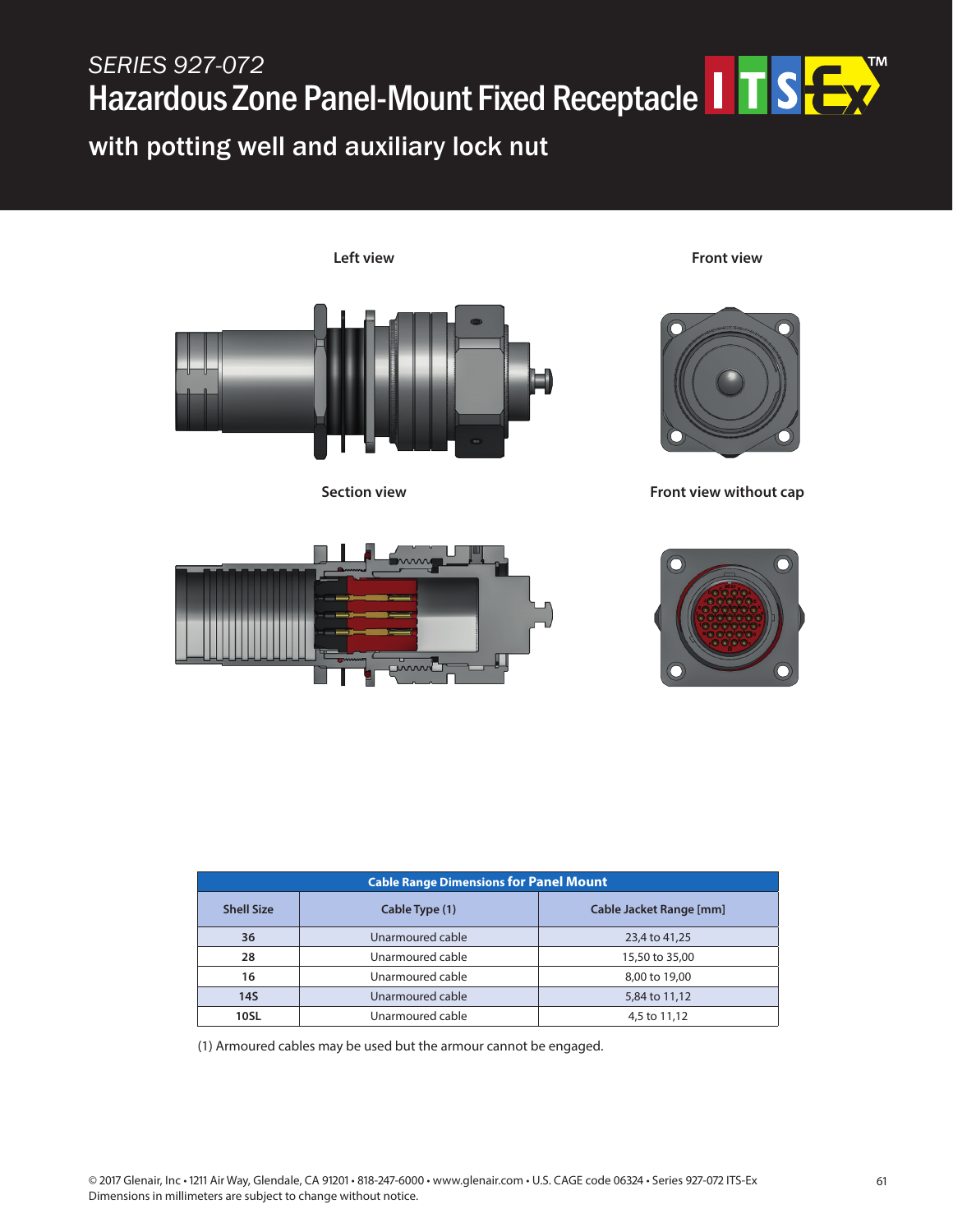*SERIES 927-072*

# Hazardous Zone Panel-Mount Fixed Receptacle

## with potting well and auxiliary lock nut

Left view

Front view

Section view

Front view without cap

| Cable Range Dimensions for Panel Mount | | |
|---|---|---|
| **Shell Size** | **Cable Type (1)** | **Cable Jacket Range [mm]** |
| **36** | Unarmoured cable | 23,4 to 41,25 |
| **28** | Unarmoured cable | 15,50 to 35,00 |
| **16** | Unarmoured cable | 8,00 to 19,00 |
| **14S** | Unarmoured cable | 5,84 to 11,12 |
| **10SL** | Unarmoured cable | 4,5 to 11,12 |

(1) Armoured cables may be used but the armour cannot be engaged.

© 2017 Glenair, Inc • 1211 Air Way, Glendale, CA 91201 • 818-247-6000 • www.glenair.com • U.S. CAGE code 06324 • Series 927-072 ITS-Ex
Dimensions in millimeters are subject to change without notice.